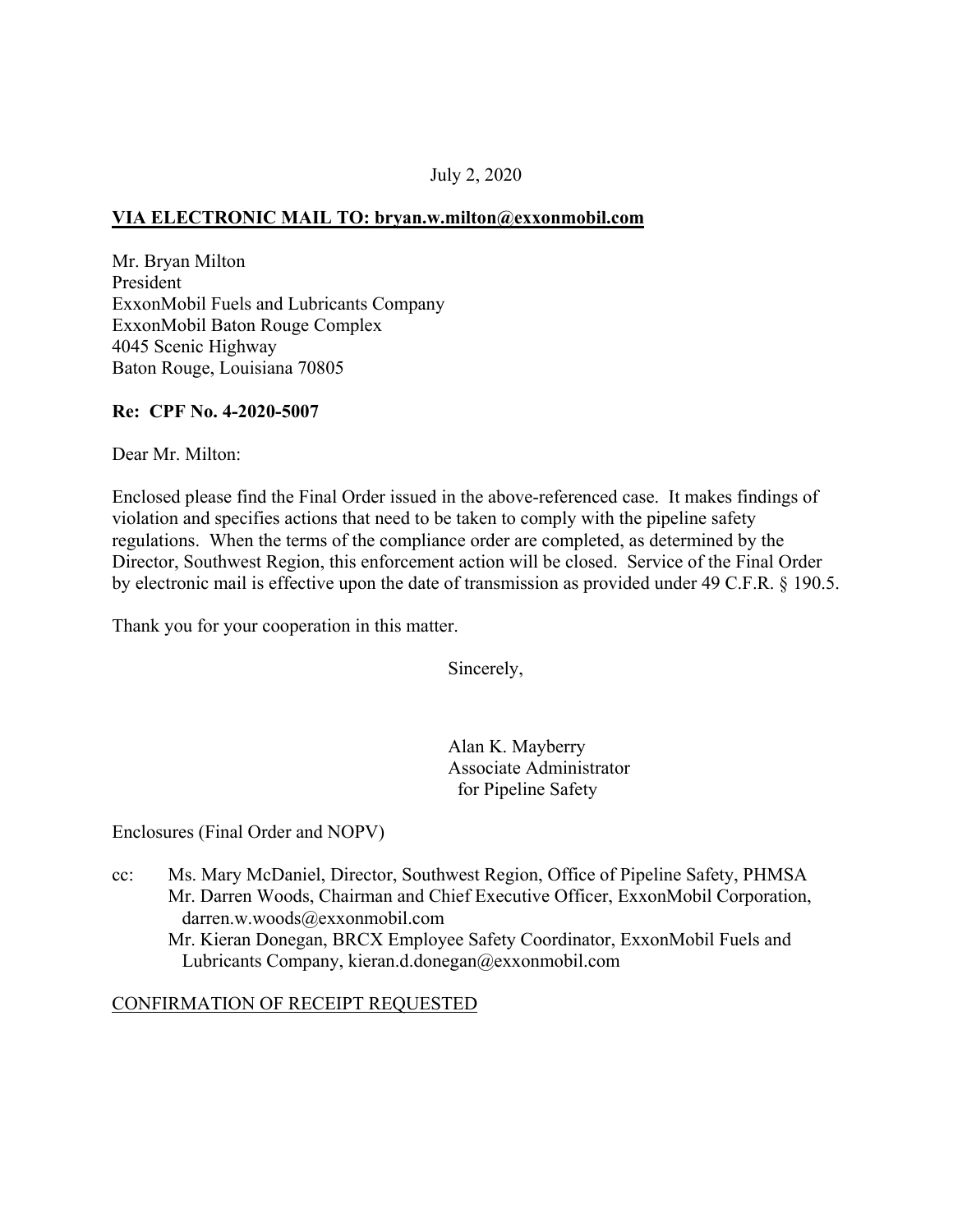July 2, 2020

**VIA ELECTRONIC MAIL TO: bryan.w.milton@exxonmobil.com**

Mr. Bryan Milton
President
ExxonMobil Fuels and Lubricants Company
ExxonMobil Baton Rouge Complex
4045 Scenic Highway
Baton Rouge, Louisiana 70805

**Re: CPF No. 4-2020-5007**

Dear Mr. Milton:

Enclosed please find the Final Order issued in the above-referenced case. It makes findings of violation and specifies actions that need to be taken to comply with the pipeline safety regulations. When the terms of the compliance order are completed, as determined by the Director, Southwest Region, this enforcement action will be closed. Service of the Final Order by electronic mail is effective upon the date of transmission as provided under 49 C.F.R. § 190.5.

Thank you for your cooperation in this matter.

Sincerely,

Alan K. Mayberry
Associate Administrator
for Pipeline Safety

Enclosures (Final Order and NOPV)

cc: Ms. Mary McDaniel, Director, Southwest Region, Office of Pipeline Safety, PHMSA
Mr. Darren Woods, Chairman and Chief Executive Officer, ExxonMobil Corporation, darren.w.woods@exxonmobil.com
Mr. Kieran Donegan, BRCX Employee Safety Coordinator, ExxonMobil Fuels and Lubricants Company, kieran.d.donegan@exxonmobil.com

CONFIRMATION OF RECEIPT REQUESTED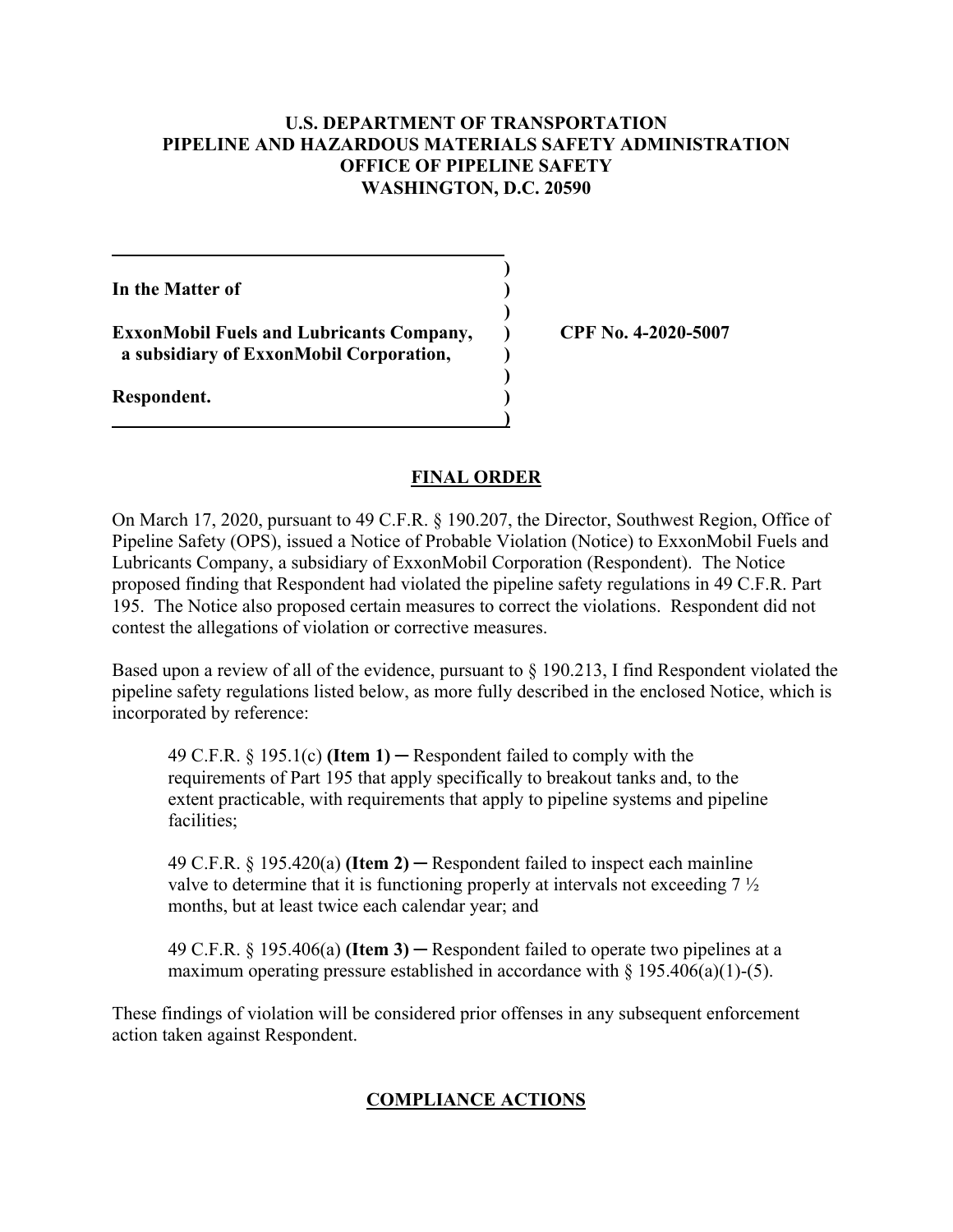**U.S. DEPARTMENT OF TRANSPORTATION**
**PIPELINE AND HAZARDOUS MATERIALS SAFETY ADMINISTRATION**
**OFFICE OF PIPELINE SAFETY**
**WASHINGTON, D.C. 20590**

| | | |
|---|---|---|
| **In the Matter of** | ) | |
| **ExxonMobil Fuels and Lubricants Company, a subsidiary of ExxonMobil Corporation,** | ) | **CPF No. 4-2020-5007** |
| **Respondent.** | ) | |

## FINAL ORDER

On March 17, 2020, pursuant to 49 C.F.R. § 190.207, the Director, Southwest Region, Office of Pipeline Safety (OPS), issued a Notice of Probable Violation (Notice) to ExxonMobil Fuels and Lubricants Company, a subsidiary of ExxonMobil Corporation (Respondent). The Notice proposed finding that Respondent had violated the pipeline safety regulations in 49 C.F.R. Part 195. The Notice also proposed certain measures to correct the violations. Respondent did not contest the allegations of violation or corrective measures.

Based upon a review of all of the evidence, pursuant to § 190.213, I find Respondent violated the pipeline safety regulations listed below, as more fully described in the enclosed Notice, which is incorporated by reference:

> 49 C.F.R. § 195.1(c) **(Item 1)** ─ Respondent failed to comply with the requirements of Part 195 that apply specifically to breakout tanks and, to the extent practicable, with requirements that apply to pipeline systems and pipeline facilities;
>
> 49 C.F.R. § 195.420(a) **(Item 2)** ─ Respondent failed to inspect each mainline valve to determine that it is functioning properly at intervals not exceeding 7 ½ months, but at least twice each calendar year; and
>
> 49 C.F.R. § 195.406(a) **(Item 3)** ─ Respondent failed to operate two pipelines at a maximum operating pressure established in accordance with § 195.406(a)(1)-(5).

These findings of violation will be considered prior offenses in any subsequent enforcement action taken against Respondent.

## COMPLIANCE ACTIONS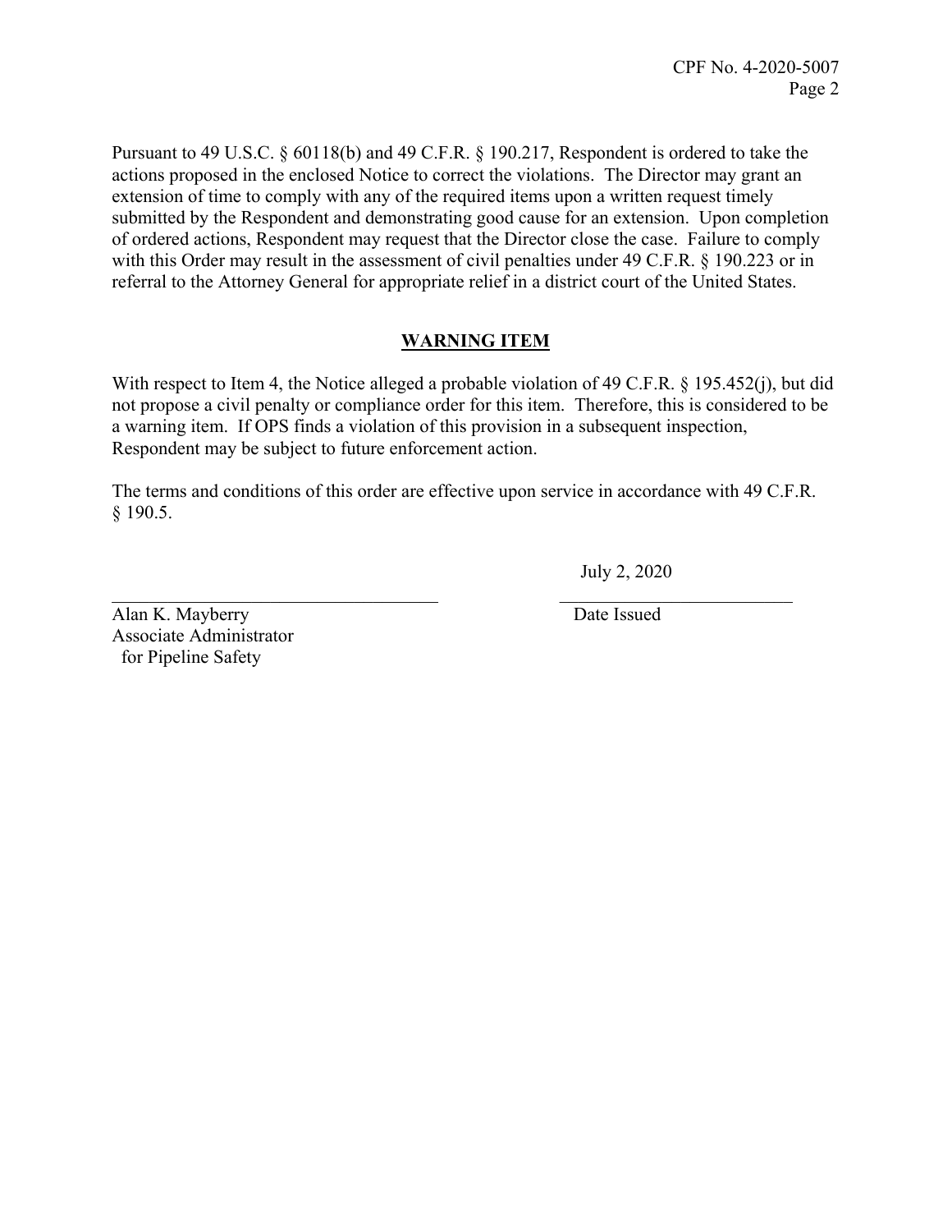Pursuant to 49 U.S.C. § 60118(b) and 49 C.F.R. § 190.217, Respondent is ordered to take the actions proposed in the enclosed Notice to correct the violations. The Director may grant an extension of time to comply with any of the required items upon a written request timely submitted by the Respondent and demonstrating good cause for an extension. Upon completion of ordered actions, Respondent may request that the Director close the case. Failure to comply with this Order may result in the assessment of civil penalties under 49 C.F.R. § 190.223 or in referral to the Attorney General for appropriate relief in a district court of the United States.

## WARNING ITEM

With respect to Item 4, the Notice alleged a probable violation of 49 C.F.R. § 195.452(j), but did not propose a civil penalty or compliance order for this item. Therefore, this is considered to be a warning item. If OPS finds a violation of this provision in a subsequent inspection, Respondent may be subject to future enforcement action.

The terms and conditions of this order are effective upon service in accordance with 49 C.F.R. § 190.5.

\_\_\_\_\_\_\_\_\_\_\_\_\_\_\_\_\_\_\_\_\_\_\_\_\_\_\_\_\_\_\_\_\_\_\_
Alan K. Mayberry
Associate Administrator
for Pipeline Safety

July 2, 2020
\_\_\_\_\_\_\_\_\_\_\_\_\_\_\_\_\_\_\_\_\_\_\_\_\_\_
Date Issued